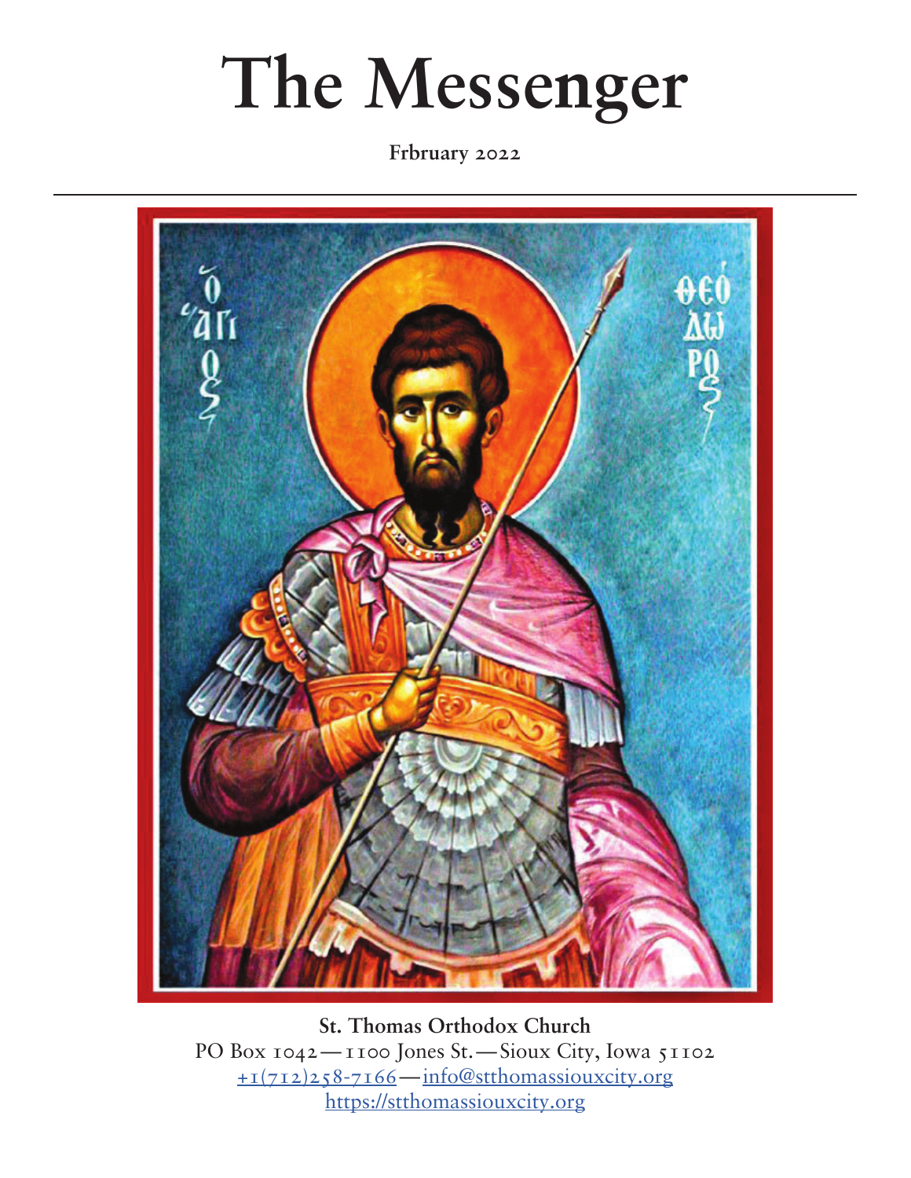# The Messenger

**Frbruary 2022**

**St. Thomas Orthodox Church**
PO Box 1042—1100 Jones St.—Sioux City, Iowa 51102
+1(712)258-7166—info@stthomassiouxcity.org
https://stthomassiouxcity.org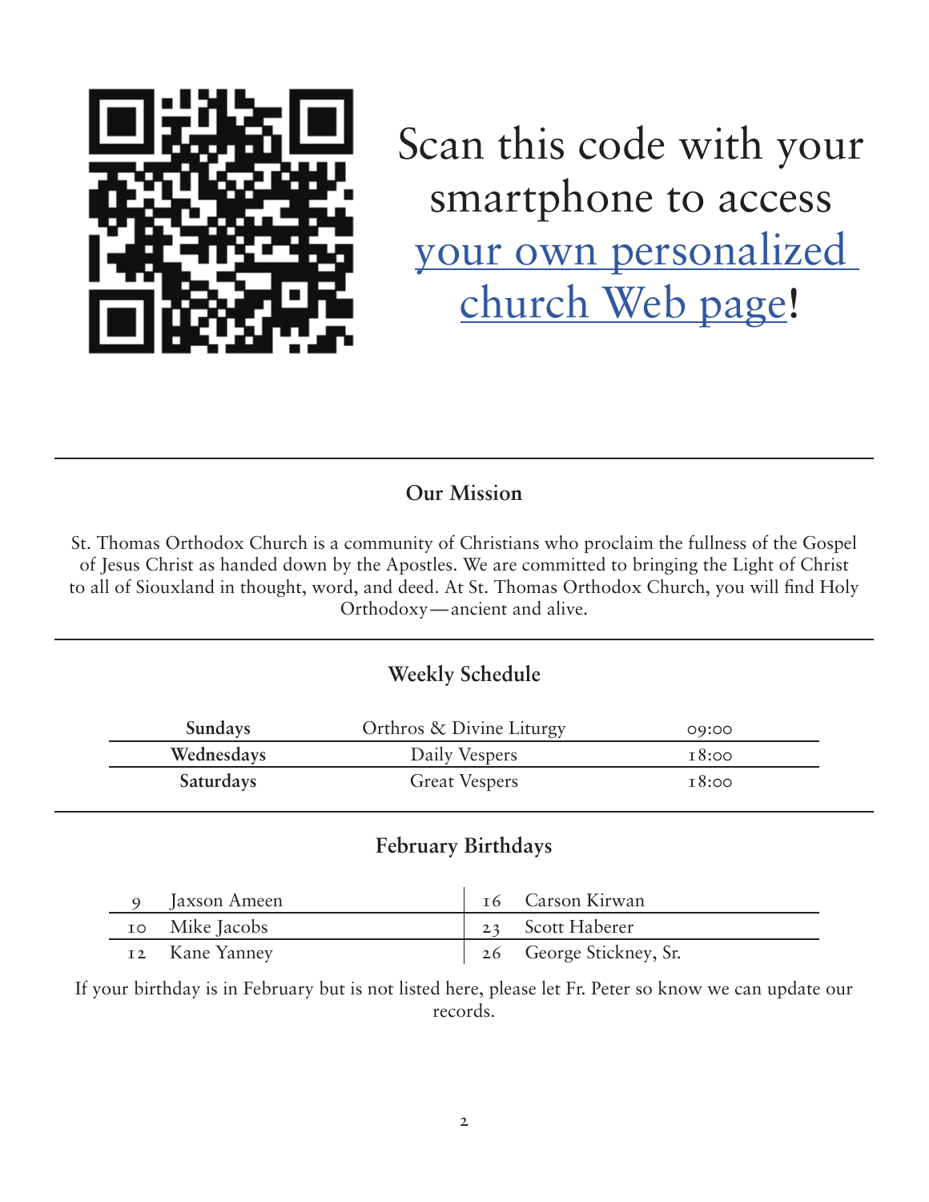Scan this code with your smartphone to access your own personalized church Web page!

## Our Mission

St. Thomas Orthodox Church is a community of Christians who proclaim the fullness of the Gospel of Jesus Christ as handed down by the Apostles. We are committed to bringing the Light of Christ to all of Siouxland in thought, word, and deed. At St. Thomas Orthodox Church, you will find Holy Orthodoxy—ancient and alive.

## Weekly Schedule

| | | |
|---|---|---|
| **Sundays** | Orthros & Divine Liturgy | 09:00 |
| **Wednesdays** | Daily Vespers | 18:00 |
| **Saturdays** | Great Vespers | 18:00 |

## February Birthdays

| | | | |
|---|---|---|---|
| 9 | Jaxson Ameen | 16 | Carson Kirwan |
| 10 | Mike Jacobs | 23 | Scott Haberer |
| 12 | Kane Yanney | 26 | George Stickney, Sr. |

If your birthday is in February but is not listed here, please let Fr. Peter so know we can update our records.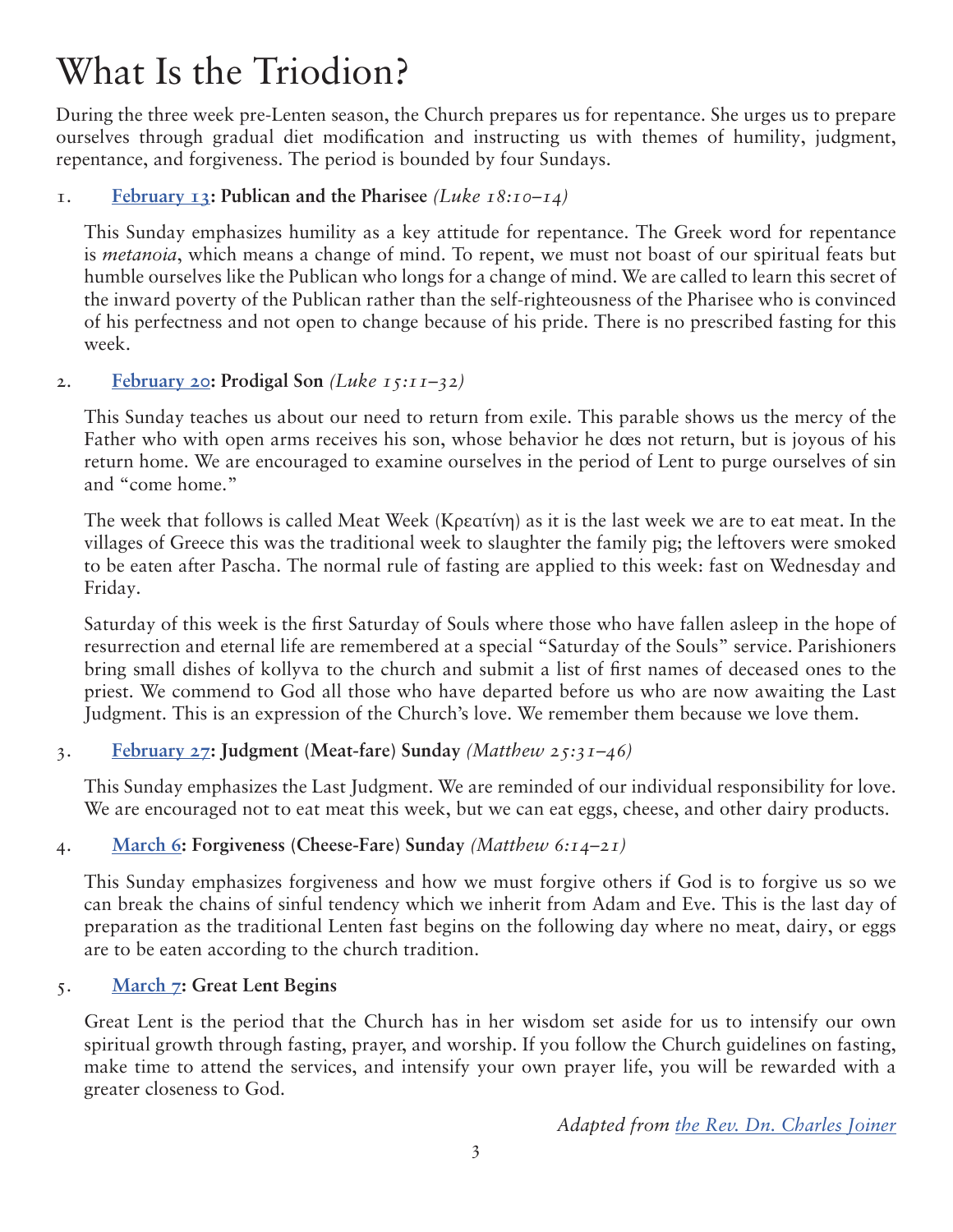# What Is the Triodion?

During the three week pre-Lenten season, the Church prepares us for repentance. She urges us to prepare ourselves through gradual diet modification and instructing us with themes of humility, judgment, repentance, and forgiveness. The period is bounded by four Sundays.

1. **February 13: Publican and the Pharisee** *(Luke 18:10–14)*

   This Sunday emphasizes humility as a key attitude for repentance. The Greek word for repentance is *metanoia*, which means a change of mind. To repent, we must not boast of our spiritual feats but humble ourselves like the Publican who longs for a change of mind. We are called to learn this secret of the inward poverty of the Publican rather than the self-righteousness of the Pharisee who is convinced of his perfectness and not open to change because of his pride. There is no prescribed fasting for this week.

2. **February 20: Prodigal Son** *(Luke 15:11–32)*

   This Sunday teaches us about our need to return from exile. This parable shows us the mercy of the Father who with open arms receives his son, whose behavior he dœs not return, but is joyous of his return home. We are encouraged to examine ourselves in the period of Lent to purge ourselves of sin and "come home."

   The week that follows is called Meat Week (Κρεατίνη) as it is the last week we are to eat meat. In the villages of Greece this was the traditional week to slaughter the family pig; the leftovers were smoked to be eaten after Pascha. The normal rule of fasting are applied to this week: fast on Wednesday and Friday.

   Saturday of this week is the first Saturday of Souls where those who have fallen asleep in the hope of resurrection and eternal life are remembered at a special "Saturday of the Souls" service. Parishioners bring small dishes of kollyva to the church and submit a list of first names of deceased ones to the priest. We commend to God all those who have departed before us who are now awaiting the Last Judgment. This is an expression of the Church's love. We remember them because we love them.

3. **February 27: Judgment (Meat-fare) Sunday** *(Matthew 25:31–46)*

   This Sunday emphasizes the Last Judgment. We are reminded of our individual responsibility for love. We are encouraged not to eat meat this week, but we can eat eggs, cheese, and other dairy products.

4. **March 6: Forgiveness (Cheese-Fare) Sunday** *(Matthew 6:14–21)*

   This Sunday emphasizes forgiveness and how we must forgive others if God is to forgive us so we can break the chains of sinful tendency which we inherit from Adam and Eve. This is the last day of preparation as the traditional Lenten fast begins on the following day where no meat, dairy, or eggs are to be eaten according to the church tradition.

5. **March 7: Great Lent Begins**

   Great Lent is the period that the Church has in her wisdom set aside for us to intensify our own spiritual growth through fasting, prayer, and worship. If you follow the Church guidelines on fasting, make time to attend the services, and intensify your own prayer life, you will be rewarded with a greater closeness to God.

*Adapted from the Rev. Dn. Charles Joiner*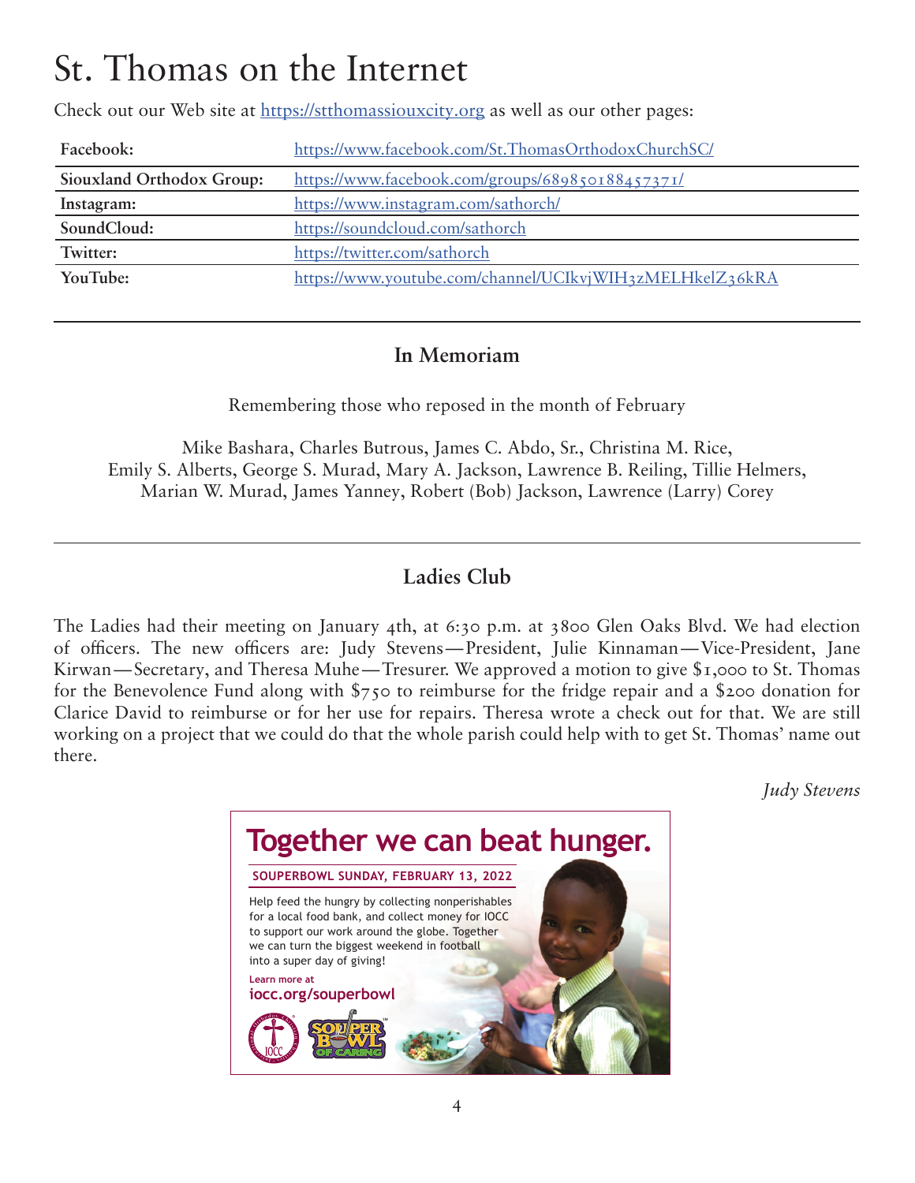# St. Thomas on the Internet

Check out our Web site at https://stthomassiouxcity.org as well as our other pages:

| | |
|---|---|
| **Facebook:** | https://www.facebook.com/St.ThomasOrthodoxChurchSC/ |
| **Siouxland Orthodox Group:** | https://www.facebook.com/groups/689850188457371/ |
| **Instagram:** | https://www.instagram.com/sathorch/ |
| **SoundCloud:** | https://soundcloud.com/sathorch |
| **Twitter:** | https://twitter.com/sathorch |
| **YouTube:** | https://www.youtube.com/channel/UCIkvjWIH3zMELHkelZ36kRA |

## In Memoriam

Remembering those who reposed in the month of February

Mike Bashara, Charles Butrous, James C. Abdo, Sr., Christina M. Rice, Emily S. Alberts, George S. Murad, Mary A. Jackson, Lawrence B. Reiling, Tillie Helmers, Marian W. Murad, James Yanney, Robert (Bob) Jackson, Lawrence (Larry) Corey

## Ladies Club

The Ladies had their meeting on January 4th, at 6:30 p.m. at 3800 Glen Oaks Blvd. We had election of officers. The new officers are: Judy Stevens—President, Julie Kinnaman—Vice-President, Jane Kirwan—Secretary, and Theresa Muhe—Tresurer. We approved a motion to give $1,000 to St. Thomas for the Benevolence Fund along with $750 to reimburse for the fridge repair and a $200 donation for Clarice David to reimburse or for her use for repairs. Theresa wrote a check out for that. We are still working on a project that we could do that the whole parish could help with to get St. Thomas' name out there.

*Judy Stevens*

**Together we can beat hunger.**

**SOUPERBOWL SUNDAY, FEBRUARY 13, 2022**

Help feed the hungry by collecting nonperishables for a local food bank, and collect money for IOCC to support our work around the globe. Together we can turn the biggest weekend in football into a super day of giving!

Learn more at **iocc.org/souperbowl**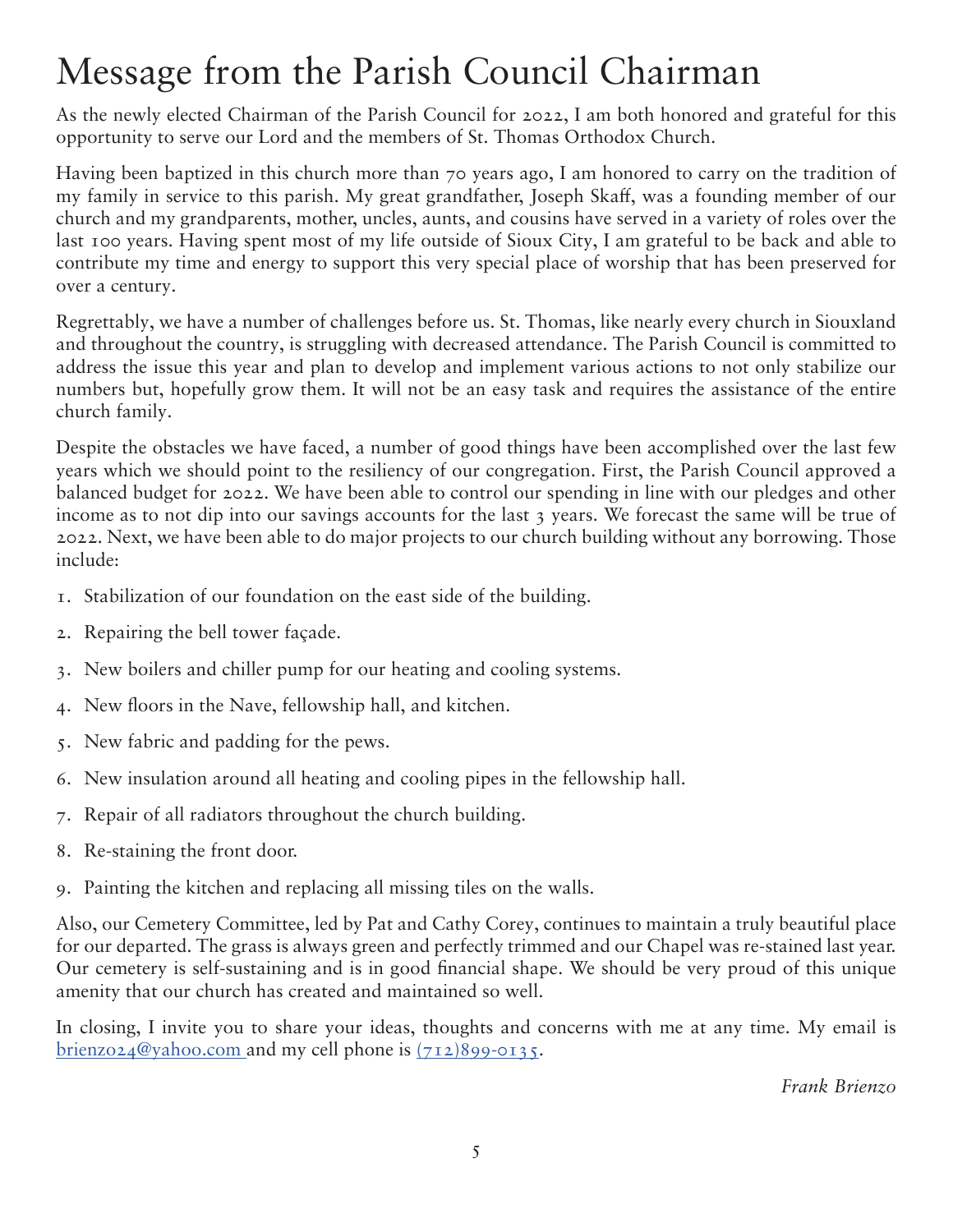# Message from the Parish Council Chairman

As the newly elected Chairman of the Parish Council for 2022, I am both honored and grateful for this opportunity to serve our Lord and the members of St. Thomas Orthodox Church.

Having been baptized in this church more than 70 years ago, I am honored to carry on the tradition of my family in service to this parish. My great grandfather, Joseph Skaff, was a founding member of our church and my grandparents, mother, uncles, aunts, and cousins have served in a variety of roles over the last 100 years. Having spent most of my life outside of Sioux City, I am grateful to be back and able to contribute my time and energy to support this very special place of worship that has been preserved for over a century.

Regrettably, we have a number of challenges before us. St. Thomas, like nearly every church in Siouxland and throughout the country, is struggling with decreased attendance. The Parish Council is committed to address the issue this year and plan to develop and implement various actions to not only stabilize our numbers but, hopefully grow them. It will not be an easy task and requires the assistance of the entire church family.

Despite the obstacles we have faced, a number of good things have been accomplished over the last few years which we should point to the resiliency of our congregation. First, the Parish Council approved a balanced budget for 2022. We have been able to control our spending in line with our pledges and other income as to not dip into our savings accounts for the last 3 years. We forecast the same will be true of 2022. Next, we have been able to do major projects to our church building without any borrowing. Those include:

1. Stabilization of our foundation on the east side of the building.
2. Repairing the bell tower façade.
3. New boilers and chiller pump for our heating and cooling systems.
4. New floors in the Nave, fellowship hall, and kitchen.
5. New fabric and padding for the pews.
6. New insulation around all heating and cooling pipes in the fellowship hall.
7. Repair of all radiators throughout the church building.
8. Re-staining the front door.
9. Painting the kitchen and replacing all missing tiles on the walls.

Also, our Cemetery Committee, led by Pat and Cathy Corey, continues to maintain a truly beautiful place for our departed. The grass is always green and perfectly trimmed and our Chapel was re-stained last year. Our cemetery is self-sustaining and is in good financial shape. We should be very proud of this unique amenity that our church has created and maintained so well.

In closing, I invite you to share your ideas, thoughts and concerns with me at any time. My email is brienzo24@yahoo.com and my cell phone is (712)899-0135.

*Frank Brienzo*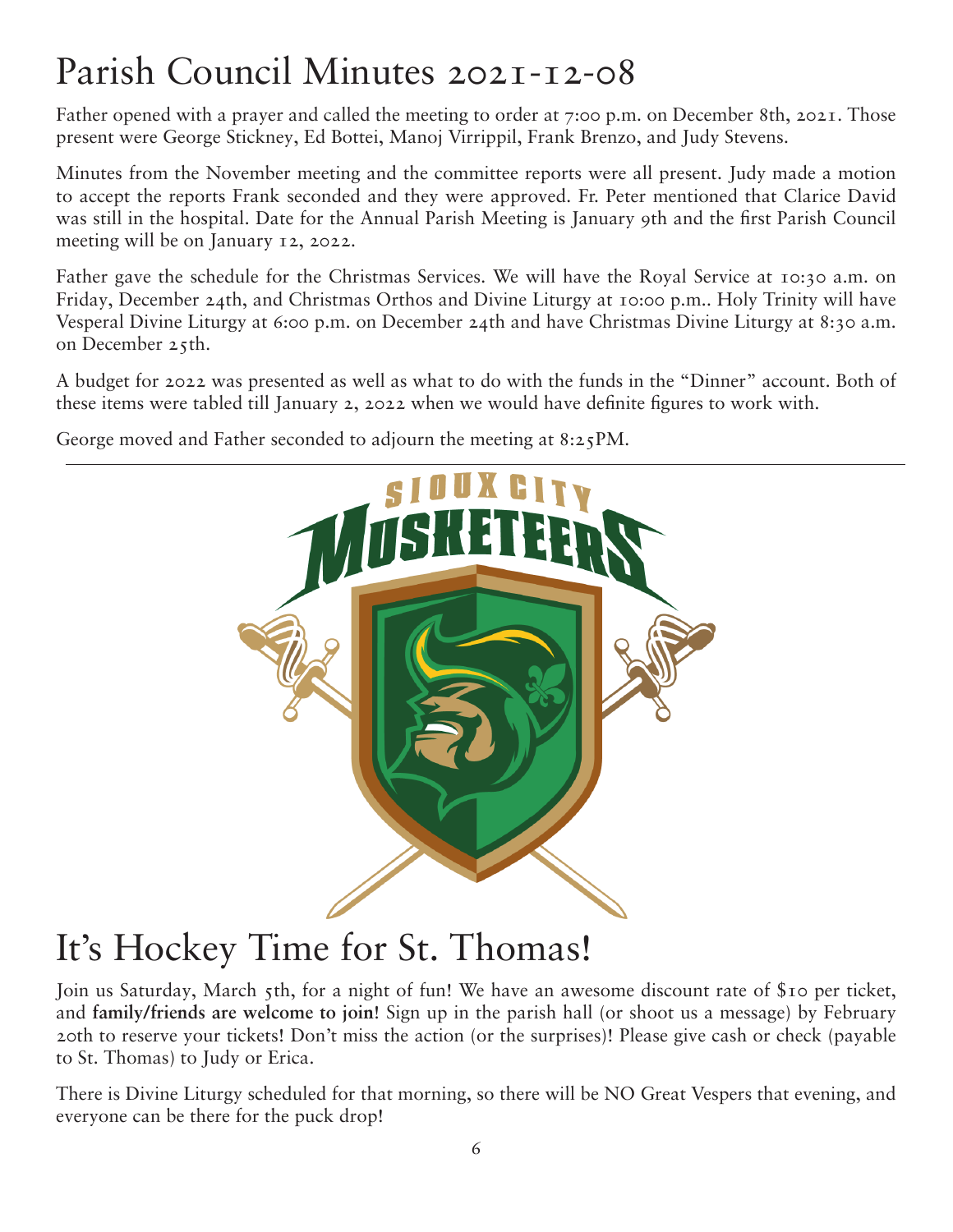# Parish Council Minutes 2021-12-08

Father opened with a prayer and called the meeting to order at 7:00 p.m. on December 8th, 2021. Those present were George Stickney, Ed Bottei, Manoj Virrippil, Frank Brenzo, and Judy Stevens.

Minutes from the November meeting and the committee reports were all present. Judy made a motion to accept the reports Frank seconded and they were approved. Fr. Peter mentioned that Clarice David was still in the hospital. Date for the Annual Parish Meeting is January 9th and the first Parish Council meeting will be on January 12, 2022.

Father gave the schedule for the Christmas Services. We will have the Royal Service at 10:30 a.m. on Friday, December 24th, and Christmas Orthos and Divine Liturgy at 10:00 p.m.. Holy Trinity will have Vesperal Divine Liturgy at 6:00 p.m. on December 24th and have Christmas Divine Liturgy at 8:30 a.m. on December 25th.

A budget for 2022 was presented as well as what to do with the funds in the "Dinner" account. Both of these items were tabled till January 2, 2022 when we would have definite figures to work with.

George moved and Father seconded to adjourn the meeting at 8:25PM.

---

# It's Hockey Time for St. Thomas!

Join us Saturday, March 5th, for a night of fun! We have an awesome discount rate of $10 per ticket, and **family/friends are welcome to join**! Sign up in the parish hall (or shoot us a message) by February 20th to reserve your tickets! Don't miss the action (or the surprises)! Please give cash or check (payable to St. Thomas) to Judy or Erica.

There is Divine Liturgy scheduled for that morning, so there will be NO Great Vespers that evening, and everyone can be there for the puck drop!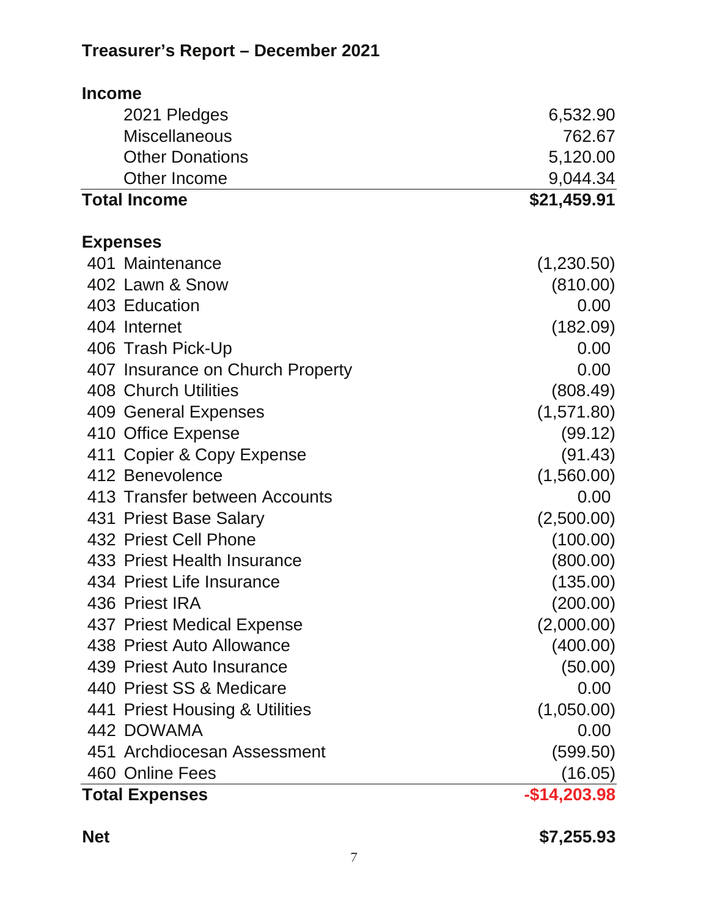## Treasurer's Report – December 2021

| **Income** | |
|---|---|
| 2021 Pledges | 6,532.90 |
| Miscellaneous | 762.67 |
| Other Donations | 5,120.00 |
| Other Income | 9,044.34 |
| **Total Income** | **$21,459.91** |

| **Expenses** | |
|---|---|
| 401 Maintenance | (1,230.50) |
| 402 Lawn & Snow | (810.00) |
| 403 Education | 0.00 |
| 404 Internet | (182.09) |
| 406 Trash Pick-Up | 0.00 |
| 407 Insurance on Church Property | 0.00 |
| 408 Church Utilities | (808.49) |
| 409 General Expenses | (1,571.80) |
| 410 Office Expense | (99.12) |
| 411 Copier & Copy Expense | (91.43) |
| 412 Benevolence | (1,560.00) |
| 413 Transfer between Accounts | 0.00 |
| 431 Priest Base Salary | (2,500.00) |
| 432 Priest Cell Phone | (100.00) |
| 433 Priest Health Insurance | (800.00) |
| 434 Priest Life Insurance | (135.00) |
| 436 Priest IRA | (200.00) |
| 437 Priest Medical Expense | (2,000.00) |
| 438 Priest Auto Allowance | (400.00) |
| 439 Priest Auto Insurance | (50.00) |
| 440 Priest SS & Medicare | 0.00 |
| 441 Priest Housing & Utilities | (1,050.00) |
| 442 DOWAMA | 0.00 |
| 451 Archdiocesan Assessment | (599.50) |
| 460 Online Fees | (16.05) |
| **Total Expenses** | **-$14,203.98** |

| **Net** | **$7,255.93** |
|---|---|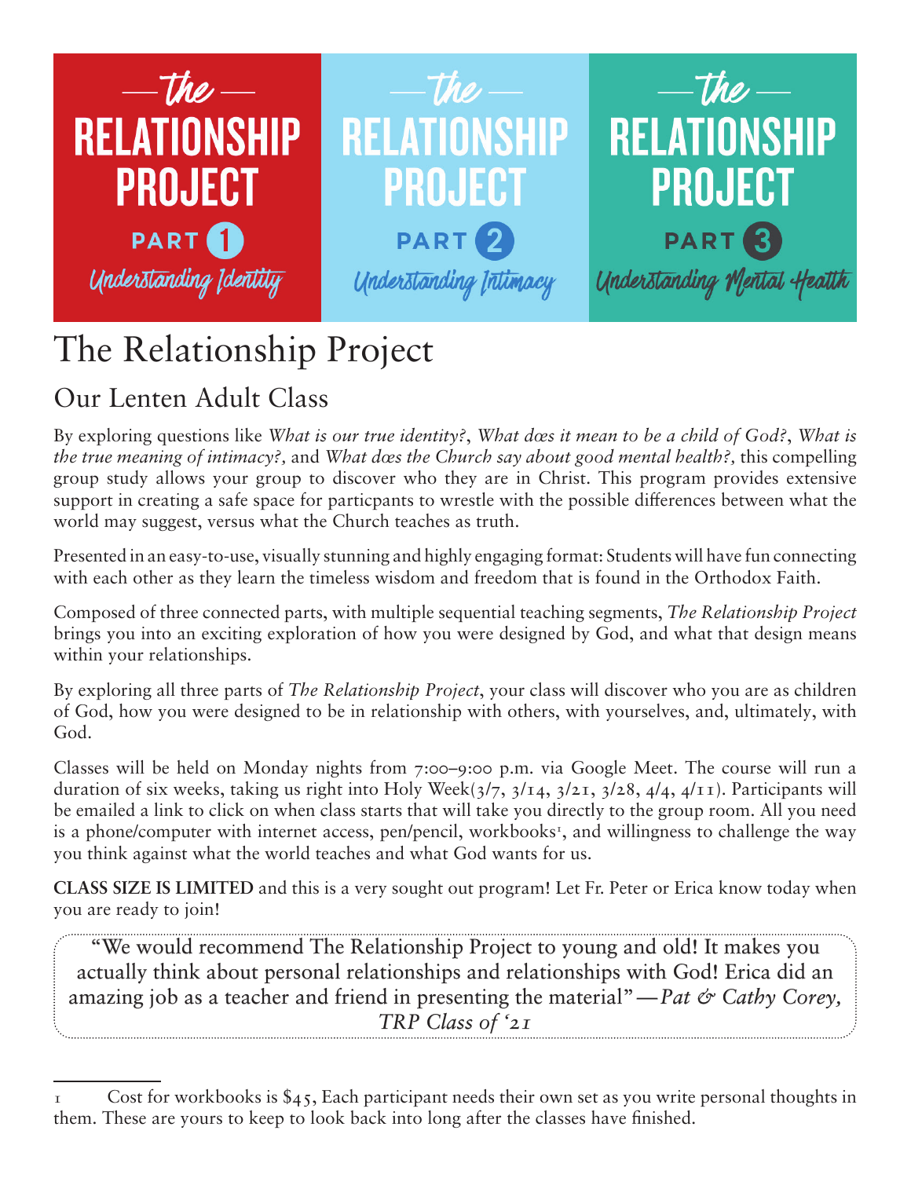the RELATIONSHIP PROJECT PART 1 Understanding Identity

the RELATIONSHIP PROJECT PART 2 Understanding Intimacy

the RELATIONSHIP PROJECT PART 3 Understanding Mental Health

# The Relationship Project

## Our Lenten Adult Class

By exploring questions like *What is our true identity?*, *What dœs it mean to be a child of God?*, *What is the true meaning of intimacy?,* and *What dœs the Church say about good mental health?,* this compelling group study allows your group to discover who they are in Christ. This program provides extensive support in creating a safe space for particpants to wrestle with the possible differences between what the world may suggest, versus what the Church teaches as truth.

Presented in an easy-to-use, visually stunning and highly engaging format: Students will have fun connecting with each other as they learn the timeless wisdom and freedom that is found in the Orthodox Faith.

Composed of three connected parts, with multiple sequential teaching segments, *The Relationship Project* brings you into an exciting exploration of how you were designed by God, and what that design means within your relationships.

By exploring all three parts of *The Relationship Project*, your class will discover who you are as children of God, how you were designed to be in relationship with others, with yourselves, and, ultimately, with God.

Classes will be held on Monday nights from 7:00–9:00 p.m. via Google Meet. The course will run a duration of six weeks, taking us right into Holy Week(3/7, 3/14, 3/21, 3/28, 4/4, 4/11). Participants will be emailed a link to click on when class starts that will take you directly to the group room. All you need is a phone/computer with internet access, pen/pencil, workbooks[1], and willingness to challenge the way you think against what the world teaches and what God wants for us.

**CLASS SIZE IS LIMITED** and this is a very sought out program! Let Fr. Peter or Erica know today when you are ready to join!

"We would recommend The Relationship Project to young and old! It makes you actually think about personal relationships and relationships with God! Erica did an amazing job as a teacher and friend in presenting the material" —*Pat & Cathy Corey, TRP Class of '21*

---

1 Cost for workbooks is $45, Each participant needs their own set as you write personal thoughts in them. These are yours to keep to look back into long after the classes have finished.